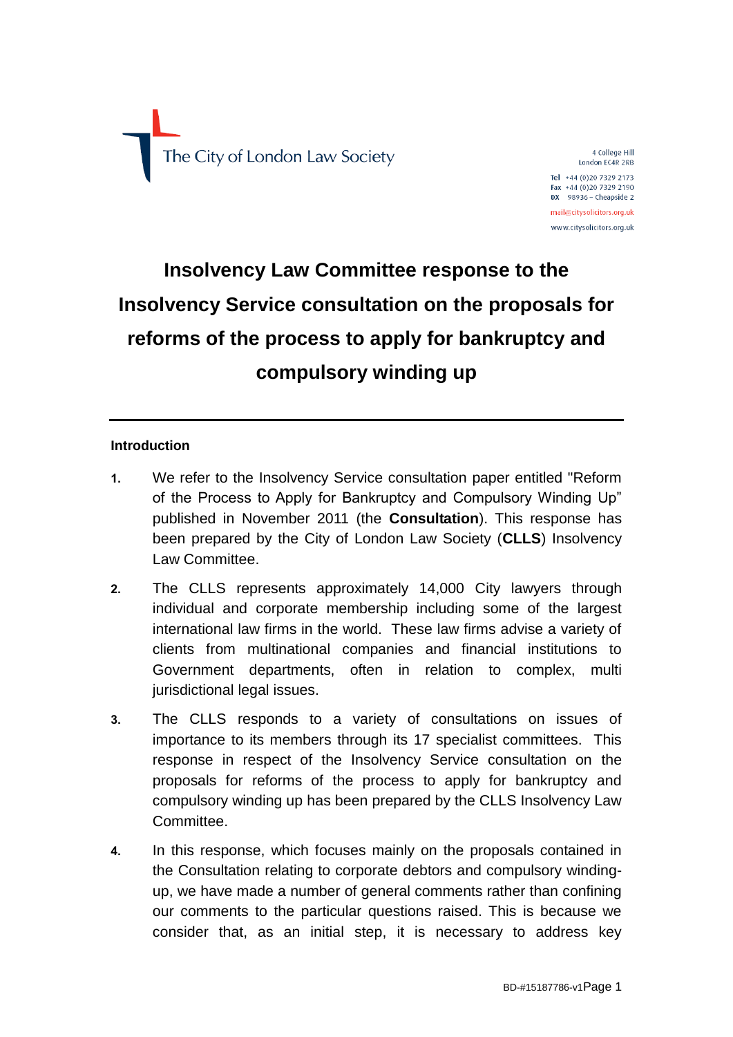The City of London Law Society

4 College Hill
London EC4R 2RB

Tel +44 (0)20 7329 2173
Fax +44 (0)20 7329 2190
DX 98936 – Cheapside 2

mail@citysolicitors.org.uk
www.citysolicitors.org.uk

# Insolvency Law Committee response to the Insolvency Service consultation on the proposals for reforms of the process to apply for bankruptcy and compulsory winding up

---

**Introduction**

1. We refer to the Insolvency Service consultation paper entitled "Reform of the Process to Apply for Bankruptcy and Compulsory Winding Up" published in November 2011 (the **Consultation**). This response has been prepared by the City of London Law Society (**CLLS**) Insolvency Law Committee.

2. The CLLS represents approximately 14,000 City lawyers through individual and corporate membership including some of the largest international law firms in the world. These law firms advise a variety of clients from multinational companies and financial institutions to Government departments, often in relation to complex, multi jurisdictional legal issues.

3. The CLLS responds to a variety of consultations on issues of importance to its members through its 17 specialist committees. This response in respect of the Insolvency Service consultation on the proposals for reforms of the process to apply for bankruptcy and compulsory winding up has been prepared by the CLLS Insolvency Law Committee.

4. In this response, which focuses mainly on the proposals contained in the Consultation relating to corporate debtors and compulsory winding-up, we have made a number of general comments rather than confining our comments to the particular questions raised. This is because we consider that, as an initial step, it is necessary to address key

BD-#15187786-v1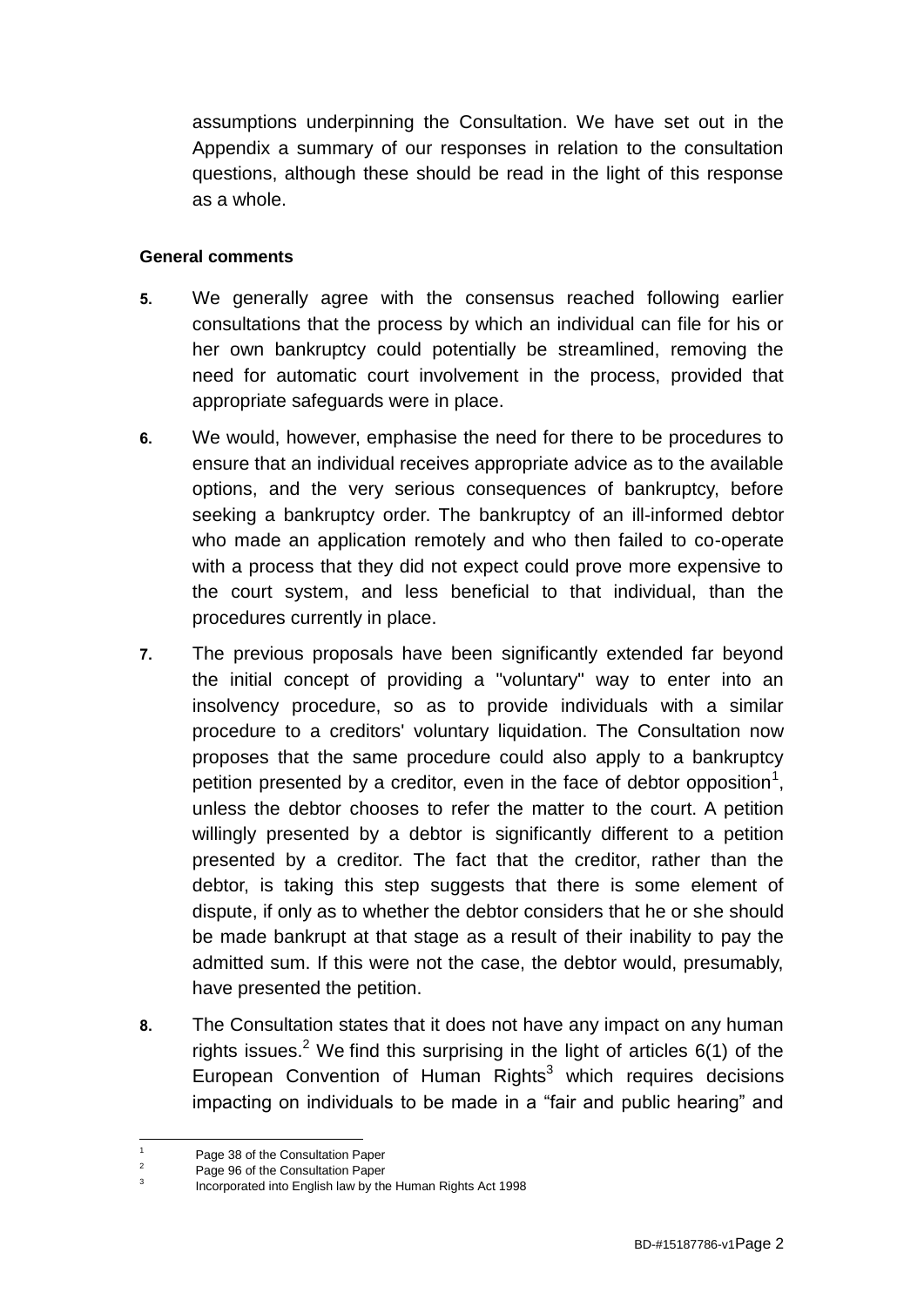assumptions underpinning the Consultation. We have set out in the Appendix a summary of our responses in relation to the consultation questions, although these should be read in the light of this response as a whole.

**General comments**

**5.** We generally agree with the consensus reached following earlier consultations that the process by which an individual can file for his or her own bankruptcy could potentially be streamlined, removing the need for automatic court involvement in the process, provided that appropriate safeguards were in place.

**6.** We would, however, emphasise the need for there to be procedures to ensure that an individual receives appropriate advice as to the available options, and the very serious consequences of bankruptcy, before seeking a bankruptcy order. The bankruptcy of an ill-informed debtor who made an application remotely and who then failed to co-operate with a process that they did not expect could prove more expensive to the court system, and less beneficial to that individual, than the procedures currently in place.

**7.** The previous proposals have been significantly extended far beyond the initial concept of providing a "voluntary" way to enter into an insolvency procedure, so as to provide individuals with a similar procedure to a creditors' voluntary liquidation. The Consultation now proposes that the same procedure could also apply to a bankruptcy petition presented by a creditor, even in the face of debtor opposition[1], unless the debtor chooses to refer the matter to the court. A petition willingly presented by a debtor is significantly different to a petition presented by a creditor. The fact that the creditor, rather than the debtor, is taking this step suggests that there is some element of dispute, if only as to whether the debtor considers that he or she should be made bankrupt at that stage as a result of their inability to pay the admitted sum. If this were not the case, the debtor would, presumably, have presented the petition.

**8.** The Consultation states that it does not have any impact on any human rights issues.[2] We find this surprising in the light of articles 6(1) of the European Convention of Human Rights[3] which requires decisions impacting on individuals to be made in a "fair and public hearing" and

---

[1] Page 38 of the Consultation Paper

[2] Page 96 of the Consultation Paper

[3] Incorporated into English law by the Human Rights Act 1998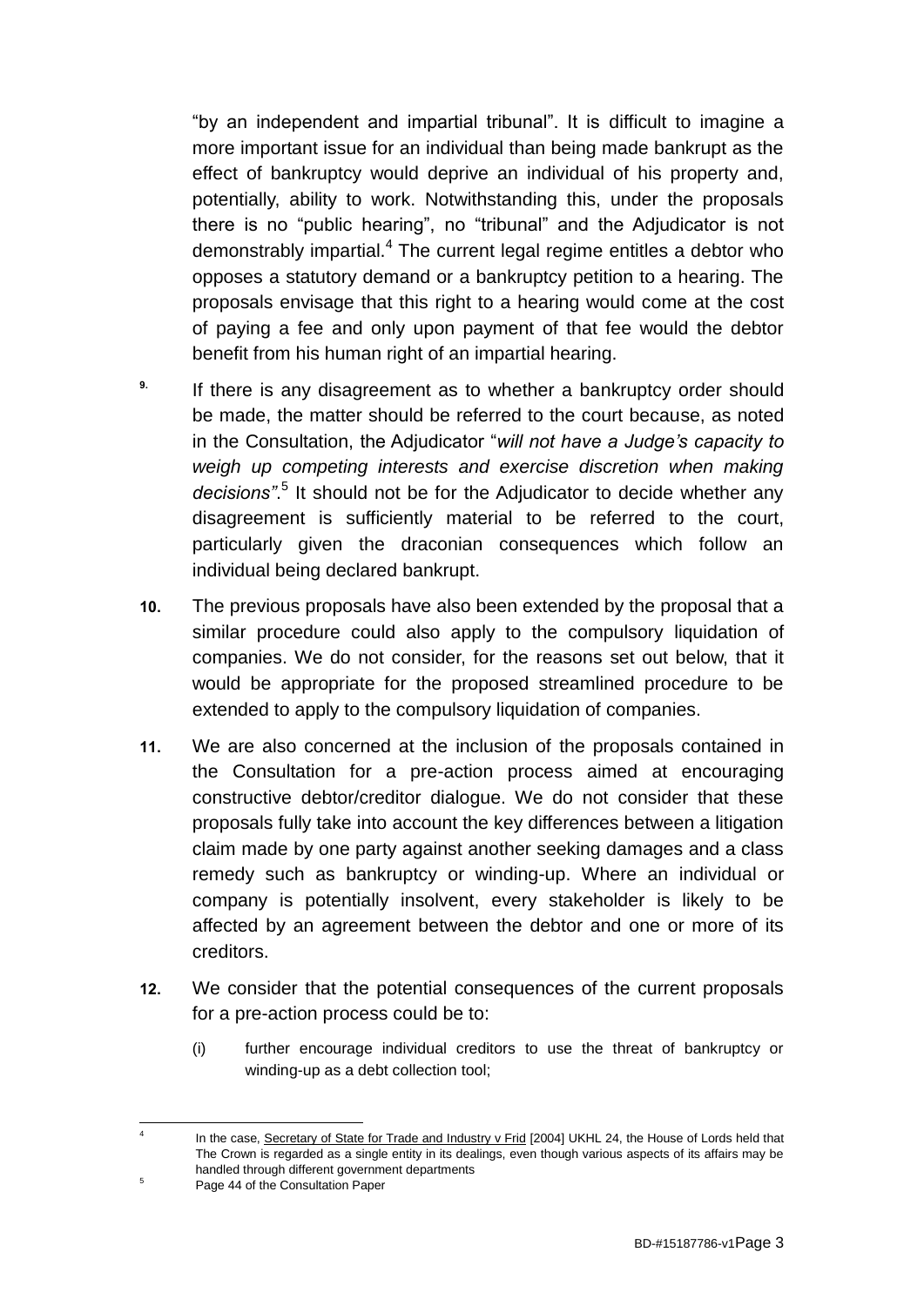"by an independent and impartial tribunal". It is difficult to imagine a more important issue for an individual than being made bankrupt as the effect of bankruptcy would deprive an individual of his property and, potentially, ability to work. Notwithstanding this, under the proposals there is no "public hearing", no "tribunal" and the Adjudicator is not demonstrably impartial.[4] The current legal regime entitles a debtor who opposes a statutory demand or a bankruptcy petition to a hearing. The proposals envisage that this right to a hearing would come at the cost of paying a fee and only upon payment of that fee would the debtor benefit from his human right of an impartial hearing.

**9.** If there is any disagreement as to whether a bankruptcy order should be made, the matter should be referred to the court because, as noted in the Consultation, the Adjudicator "*will not have a Judge's capacity to weigh up competing interests and exercise discretion when making decisions"*.[5] It should not be for the Adjudicator to decide whether any disagreement is sufficiently material to be referred to the court, particularly given the draconian consequences which follow an individual being declared bankrupt.

**10.** The previous proposals have also been extended by the proposal that a similar procedure could also apply to the compulsory liquidation of companies. We do not consider, for the reasons set out below, that it would be appropriate for the proposed streamlined procedure to be extended to apply to the compulsory liquidation of companies.

**11.** We are also concerned at the inclusion of the proposals contained in the Consultation for a pre-action process aimed at encouraging constructive debtor/creditor dialogue. We do not consider that these proposals fully take into account the key differences between a litigation claim made by one party against another seeking damages and a class remedy such as bankruptcy or winding-up. Where an individual or company is potentially insolvent, every stakeholder is likely to be affected by an agreement between the debtor and one or more of its creditors.

**12.** We consider that the potential consequences of the current proposals for a pre-action process could be to:

(i) further encourage individual creditors to use the threat of bankruptcy or winding-up as a debt collection tool;

---

[4] In the case, Secretary of State for Trade and Industry v Frid [2004] UKHL 24, the House of Lords held that The Crown is regarded as a single entity in its dealings, even though various aspects of its affairs may be handled through different government departments

[5] Page 44 of the Consultation Paper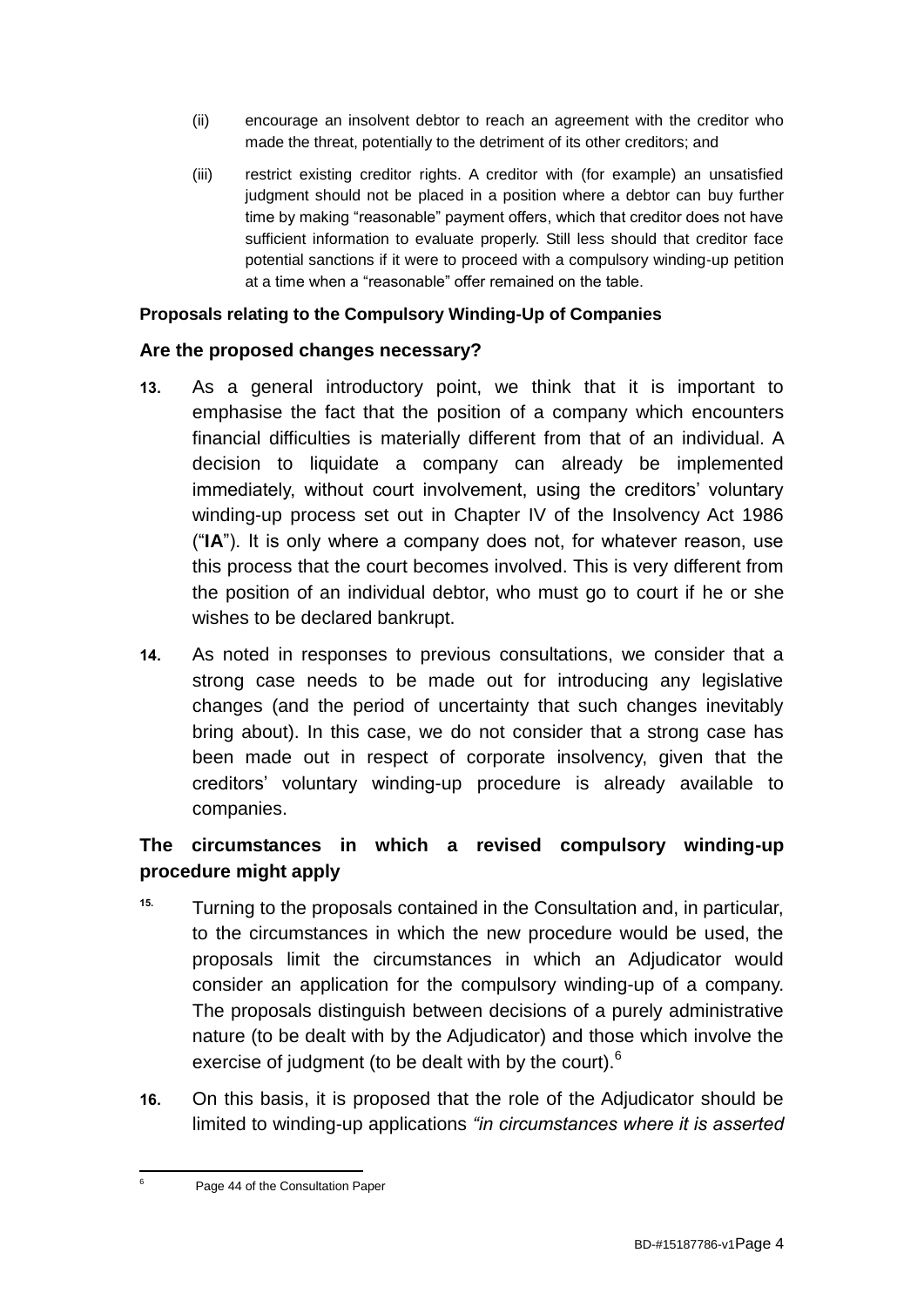(ii) encourage an insolvent debtor to reach an agreement with the creditor who made the threat, potentially to the detriment of its other creditors; and

(iii) restrict existing creditor rights. A creditor with (for example) an unsatisfied judgment should not be placed in a position where a debtor can buy further time by making "reasonable" payment offers, which that creditor does not have sufficient information to evaluate properly. Still less should that creditor face potential sanctions if it were to proceed with a compulsory winding-up petition at a time when a "reasonable" offer remained on the table.

**Proposals relating to the Compulsory Winding-Up of Companies**

### Are the proposed changes necessary?

**13.** As a general introductory point, we think that it is important to emphasise the fact that the position of a company which encounters financial difficulties is materially different from that of an individual. A decision to liquidate a company can already be implemented immediately, without court involvement, using the creditors' voluntary winding-up process set out in Chapter IV of the Insolvency Act 1986 ("**IA**"). It is only where a company does not, for whatever reason, use this process that the court becomes involved. This is very different from the position of an individual debtor, who must go to court if he or she wishes to be declared bankrupt.

**14.** As noted in responses to previous consultations, we consider that a strong case needs to be made out for introducing any legislative changes (and the period of uncertainty that such changes inevitably bring about). In this case, we do not consider that a strong case has been made out in respect of corporate insolvency, given that the creditors' voluntary winding-up procedure is already available to companies.

### The circumstances in which a revised compulsory winding-up procedure might apply

**15.** Turning to the proposals contained in the Consultation and, in particular, to the circumstances in which the new procedure would be used, the proposals limit the circumstances in which an Adjudicator would consider an application for the compulsory winding-up of a company. The proposals distinguish between decisions of a purely administrative nature (to be dealt with by the Adjudicator) and those which involve the exercise of judgment (to be dealt with by the court).[6]

**16.** On this basis, it is proposed that the role of the Adjudicator should be limited to winding-up applications *"in circumstances where it is asserted*

[6] Page 44 of the Consultation Paper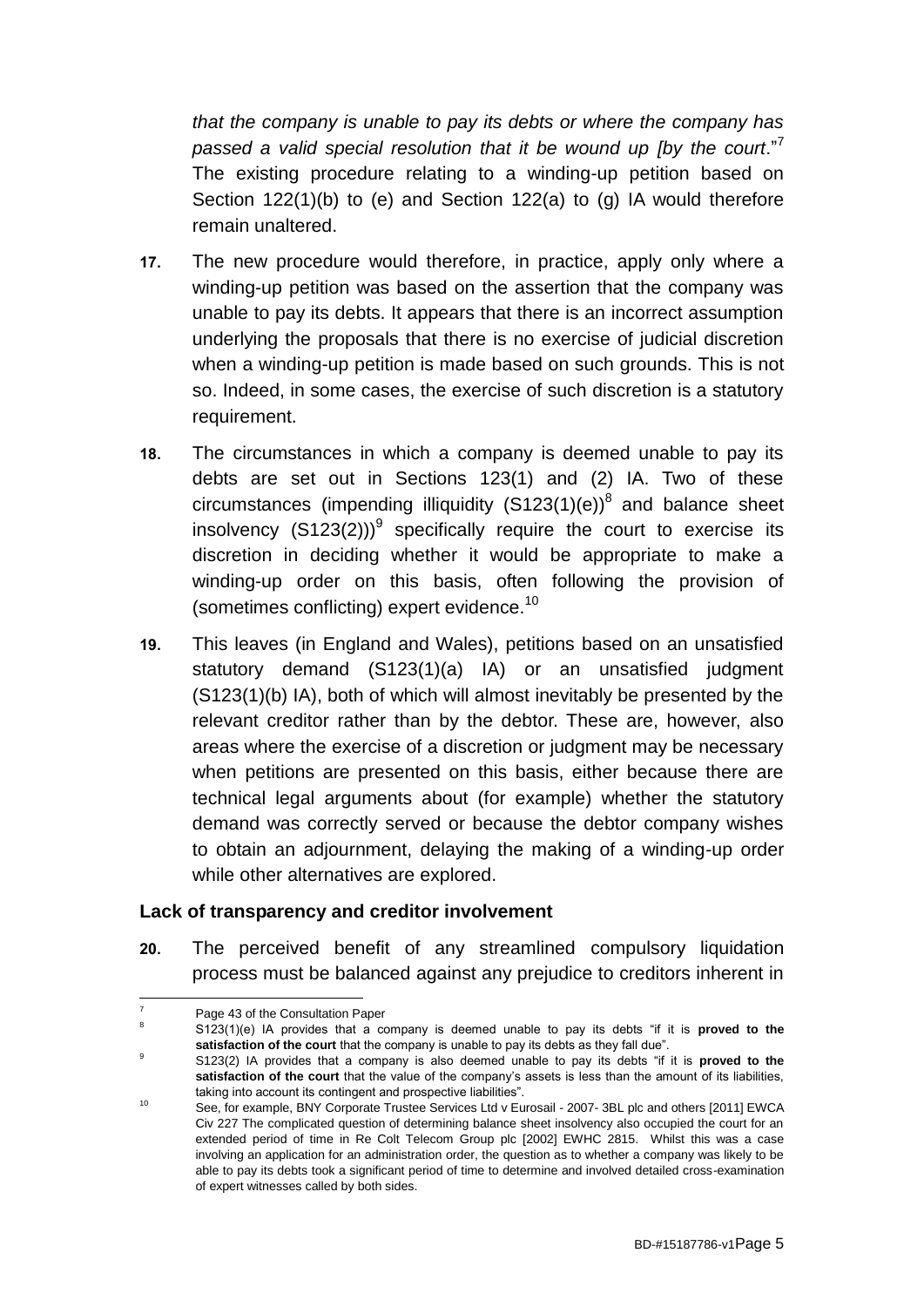*that the company is unable to pay its debts or where the company has passed a valid special resolution that it be wound up [by the court*."[7] The existing procedure relating to a winding-up petition based on Section 122(1)(b) to (e) and Section 122(a) to (g) IA would therefore remain unaltered.

**17.** The new procedure would therefore, in practice, apply only where a winding-up petition was based on the assertion that the company was unable to pay its debts. It appears that there is an incorrect assumption underlying the proposals that there is no exercise of judicial discretion when a winding-up petition is made based on such grounds. This is not so. Indeed, in some cases, the exercise of such discretion is a statutory requirement.

**18.** The circumstances in which a company is deemed unable to pay its debts are set out in Sections 123(1) and (2) IA. Two of these circumstances (impending illiquidity (S123(1)(e))[8] and balance sheet insolvency (S123(2)))[9] specifically require the court to exercise its discretion in deciding whether it would be appropriate to make a winding-up order on this basis, often following the provision of (sometimes conflicting) expert evidence.[10]

**19.** This leaves (in England and Wales), petitions based on an unsatisfied statutory demand (S123(1)(a) IA) or an unsatisfied judgment (S123(1)(b) IA), both of which will almost inevitably be presented by the relevant creditor rather than by the debtor. These are, however, also areas where the exercise of a discretion or judgment may be necessary when petitions are presented on this basis, either because there are technical legal arguments about (for example) whether the statutory demand was correctly served or because the debtor company wishes to obtain an adjournment, delaying the making of a winding-up order while other alternatives are explored.

**Lack of transparency and creditor involvement**

**20.** The perceived benefit of any streamlined compulsory liquidation process must be balanced against any prejudice to creditors inherent in

---

[7] Page 43 of the Consultation Paper

[8] S123(1)(e) IA provides that a company is deemed unable to pay its debts "if it is **proved to the satisfaction of the court** that the company is unable to pay its debts as they fall due".

[9] S123(2) IA provides that a company is also deemed unable to pay its debts "if it is **proved to the satisfaction of the court** that the value of the company's assets is less than the amount of its liabilities, taking into account its contingent and prospective liabilities".

[10] See, for example, BNY Corporate Trustee Services Ltd v Eurosail - 2007- 3BL plc and others [2011] EWCA Civ 227 The complicated question of determining balance sheet insolvency also occupied the court for an extended period of time in Re Colt Telecom Group plc [2002] EWHC 2815. Whilst this was a case involving an application for an administration order, the question as to whether a company was likely to be able to pay its debts took a significant period of time to determine and involved detailed cross-examination of expert witnesses called by both sides.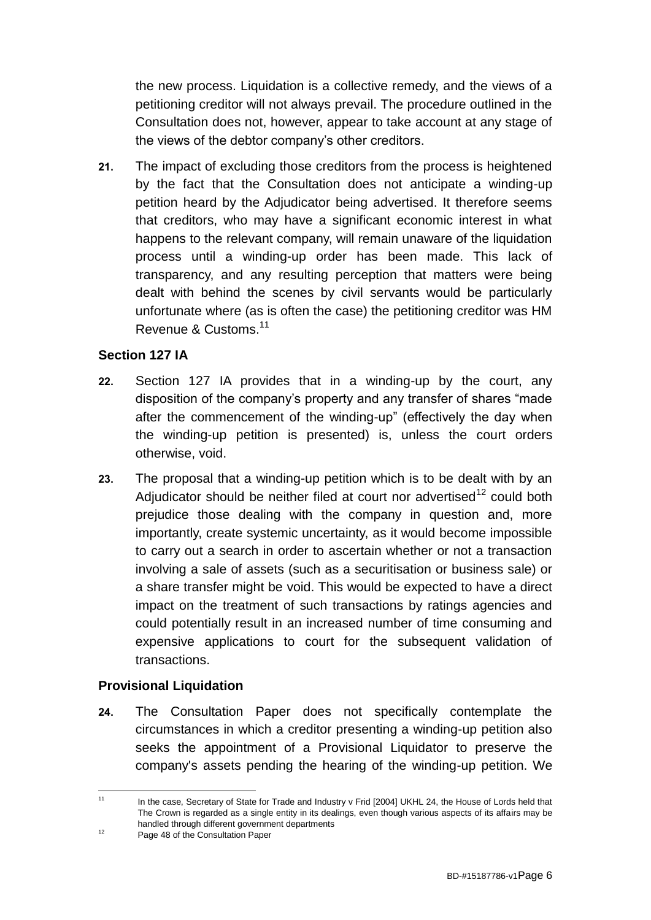the new process. Liquidation is a collective remedy, and the views of a petitioning creditor will not always prevail. The procedure outlined in the Consultation does not, however, appear to take account at any stage of the views of the debtor company's other creditors.

**21.** The impact of excluding those creditors from the process is heightened by the fact that the Consultation does not anticipate a winding-up petition heard by the Adjudicator being advertised. It therefore seems that creditors, who may have a significant economic interest in what happens to the relevant company, will remain unaware of the liquidation process until a winding-up order has been made. This lack of transparency, and any resulting perception that matters were being dealt with behind the scenes by civil servants would be particularly unfortunate where (as is often the case) the petitioning creditor was HM Revenue & Customs.[11]

### Section 127 IA

**22.** Section 127 IA provides that in a winding-up by the court, any disposition of the company's property and any transfer of shares "made after the commencement of the winding-up" (effectively the day when the winding-up petition is presented) is, unless the court orders otherwise, void.

**23.** The proposal that a winding-up petition which is to be dealt with by an Adjudicator should be neither filed at court nor advertised[12] could both prejudice those dealing with the company in question and, more importantly, create systemic uncertainty, as it would become impossible to carry out a search in order to ascertain whether or not a transaction involving a sale of assets (such as a securitisation or business sale) or a share transfer might be void. This would be expected to have a direct impact on the treatment of such transactions by ratings agencies and could potentially result in an increased number of time consuming and expensive applications to court for the subsequent validation of transactions.

### Provisional Liquidation

**24.** The Consultation Paper does not specifically contemplate the circumstances in which a creditor presenting a winding-up petition also seeks the appointment of a Provisional Liquidator to preserve the company's assets pending the hearing of the winding-up petition. We

---

[11] In the case, Secretary of State for Trade and Industry v Frid [2004] UKHL 24, the House of Lords held that The Crown is regarded as a single entity in its dealings, even though various aspects of its affairs may be handled through different government departments

[12] Page 48 of the Consultation Paper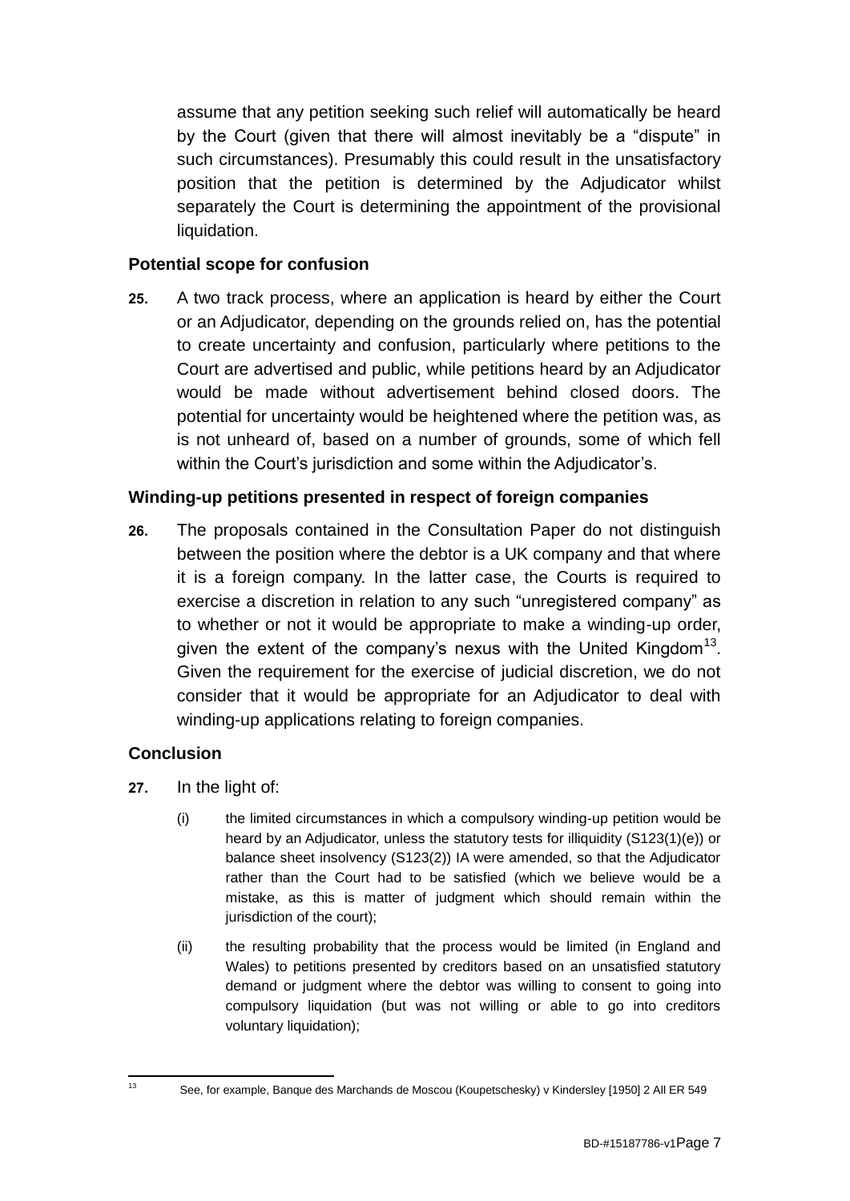assume that any petition seeking such relief will automatically be heard by the Court (given that there will almost inevitably be a "dispute" in such circumstances). Presumably this could result in the unsatisfactory position that the petition is determined by the Adjudicator whilst separately the Court is determining the appointment of the provisional liquidation.

### Potential scope for confusion

**25.** A two track process, where an application is heard by either the Court or an Adjudicator, depending on the grounds relied on, has the potential to create uncertainty and confusion, particularly where petitions to the Court are advertised and public, while petitions heard by an Adjudicator would be made without advertisement behind closed doors. The potential for uncertainty would be heightened where the petition was, as is not unheard of, based on a number of grounds, some of which fell within the Court's jurisdiction and some within the Adjudicator's.

### Winding-up petitions presented in respect of foreign companies

**26.** The proposals contained in the Consultation Paper do not distinguish between the position where the debtor is a UK company and that where it is a foreign company. In the latter case, the Courts is required to exercise a discretion in relation to any such "unregistered company" as to whether or not it would be appropriate to make a winding-up order, given the extent of the company's nexus with the United Kingdom[13]. Given the requirement for the exercise of judicial discretion, we do not consider that it would be appropriate for an Adjudicator to deal with winding-up applications relating to foreign companies.

### Conclusion

**27.** In the light of:

(i) the limited circumstances in which a compulsory winding-up petition would be heard by an Adjudicator, unless the statutory tests for illiquidity (S123(1)(e)) or balance sheet insolvency (S123(2)) IA were amended, so that the Adjudicator rather than the Court had to be satisfied (which we believe would be a mistake, as this is matter of judgment which should remain within the jurisdiction of the court);

(ii) the resulting probability that the process would be limited (in England and Wales) to petitions presented by creditors based on an unsatisfied statutory demand or judgment where the debtor was willing to consent to going into compulsory liquidation (but was not willing or able to go into creditors voluntary liquidation);

---

[13] See, for example, Banque des Marchands de Moscou (Koupetschesky) v Kindersley [1950] 2 All ER 549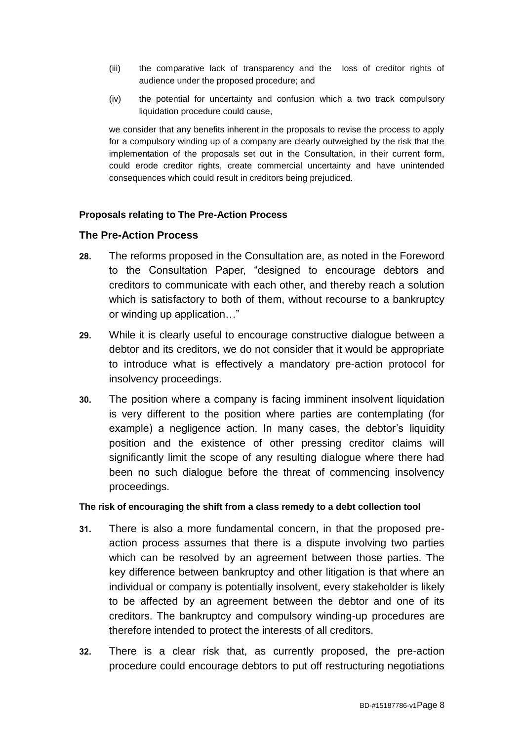(iii) the comparative lack of transparency and the loss of creditor rights of audience under the proposed procedure; and

(iv) the potential for uncertainty and confusion which a two track compulsory liquidation procedure could cause,

we consider that any benefits inherent in the proposals to revise the process to apply for a compulsory winding up of a company are clearly outweighed by the risk that the implementation of the proposals set out in the Consultation, in their current form, could erode creditor rights, create commercial uncertainty and have unintended consequences which could result in creditors being prejudiced.

**Proposals relating to The Pre-Action Process**

## The Pre-Action Process

**28.** The reforms proposed in the Consultation are, as noted in the Foreword to the Consultation Paper, "designed to encourage debtors and creditors to communicate with each other, and thereby reach a solution which is satisfactory to both of them, without recourse to a bankruptcy or winding up application…"

**29.** While it is clearly useful to encourage constructive dialogue between a debtor and its creditors, we do not consider that it would be appropriate to introduce what is effectively a mandatory pre-action protocol for insolvency proceedings.

**30.** The position where a company is facing imminent insolvent liquidation is very different to the position where parties are contemplating (for example) a negligence action. In many cases, the debtor's liquidity position and the existence of other pressing creditor claims will significantly limit the scope of any resulting dialogue where there had been no such dialogue before the threat of commencing insolvency proceedings.

**The risk of encouraging the shift from a class remedy to a debt collection tool**

**31.** There is also a more fundamental concern, in that the proposed pre-action process assumes that there is a dispute involving two parties which can be resolved by an agreement between those parties. The key difference between bankruptcy and other litigation is that where an individual or company is potentially insolvent, every stakeholder is likely to be affected by an agreement between the debtor and one of its creditors. The bankruptcy and compulsory winding-up procedures are therefore intended to protect the interests of all creditors.

**32.** There is a clear risk that, as currently proposed, the pre-action procedure could encourage debtors to put off restructuring negotiations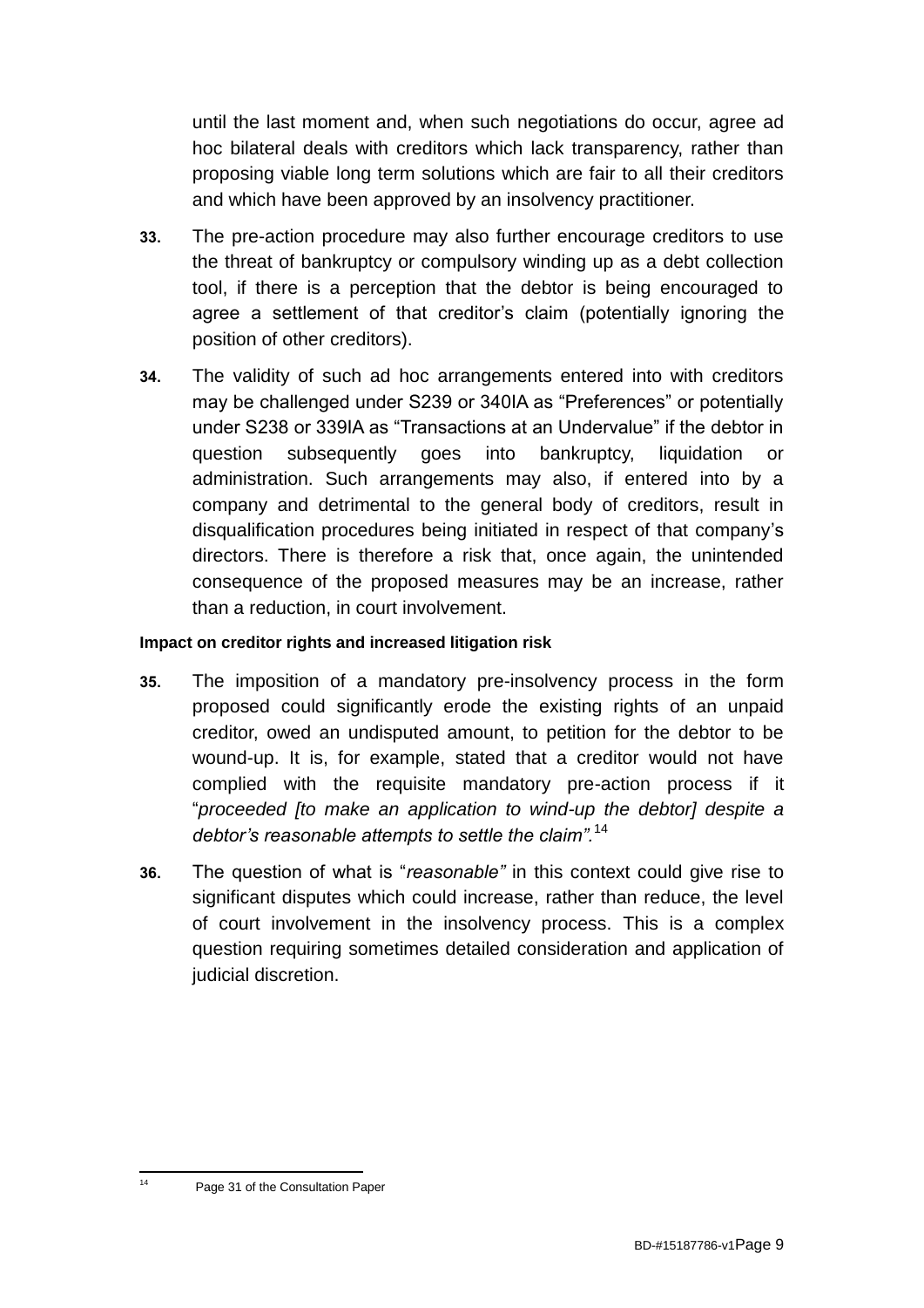until the last moment and, when such negotiations do occur, agree ad hoc bilateral deals with creditors which lack transparency, rather than proposing viable long term solutions which are fair to all their creditors and which have been approved by an insolvency practitioner.

**33.** The pre-action procedure may also further encourage creditors to use the threat of bankruptcy or compulsory winding up as a debt collection tool, if there is a perception that the debtor is being encouraged to agree a settlement of that creditor's claim (potentially ignoring the position of other creditors).

**34.** The validity of such ad hoc arrangements entered into with creditors may be challenged under S239 or 340IA as "Preferences" or potentially under S238 or 339IA as "Transactions at an Undervalue" if the debtor in question subsequently goes into bankruptcy, liquidation or administration. Such arrangements may also, if entered into by a company and detrimental to the general body of creditors, result in disqualification procedures being initiated in respect of that company's directors. There is therefore a risk that, once again, the unintended consequence of the proposed measures may be an increase, rather than a reduction, in court involvement.

**Impact on creditor rights and increased litigation risk**

**35.** The imposition of a mandatory pre-insolvency process in the form proposed could significantly erode the existing rights of an unpaid creditor, owed an undisputed amount, to petition for the debtor to be wound-up. It is, for example, stated that a creditor would not have complied with the requisite mandatory pre-action process if it "*proceeded [to make an application to wind-up the debtor] despite a debtor's reasonable attempts to settle the claim"*.[14]

**36.** The question of what is "*reasonable"* in this context could give rise to significant disputes which could increase, rather than reduce, the level of court involvement in the insolvency process. This is a complex question requiring sometimes detailed consideration and application of judicial discretion.

---

[14] Page 31 of the Consultation Paper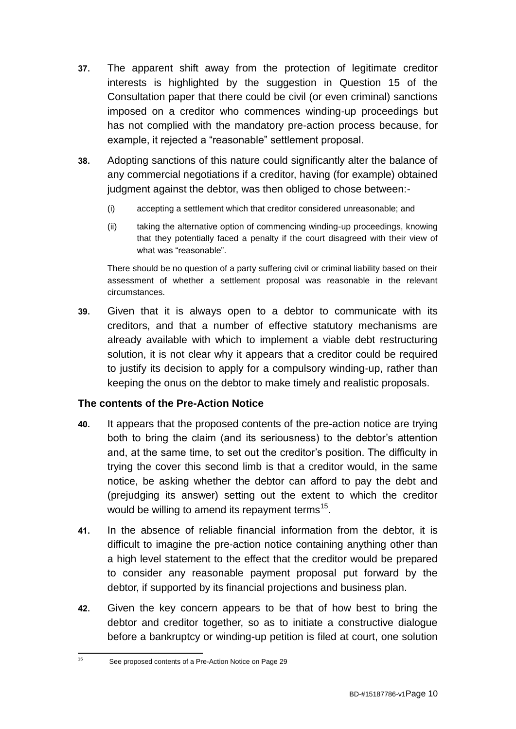**37.** The apparent shift away from the protection of legitimate creditor interests is highlighted by the suggestion in Question 15 of the Consultation paper that there could be civil (or even criminal) sanctions imposed on a creditor who commences winding-up proceedings but has not complied with the mandatory pre-action process because, for example, it rejected a "reasonable" settlement proposal.

**38.** Adopting sanctions of this nature could significantly alter the balance of any commercial negotiations if a creditor, having (for example) obtained judgment against the debtor, was then obliged to chose between:-

(i) accepting a settlement which that creditor considered unreasonable; and

(ii) taking the alternative option of commencing winding-up proceedings, knowing that they potentially faced a penalty if the court disagreed with their view of what was "reasonable".

There should be no question of a party suffering civil or criminal liability based on their assessment of whether a settlement proposal was reasonable in the relevant circumstances.

**39.** Given that it is always open to a debtor to communicate with its creditors, and that a number of effective statutory mechanisms are already available with which to implement a viable debt restructuring solution, it is not clear why it appears that a creditor could be required to justify its decision to apply for a compulsory winding-up, rather than keeping the onus on the debtor to make timely and realistic proposals.

### The contents of the Pre-Action Notice

**40.** It appears that the proposed contents of the pre-action notice are trying both to bring the claim (and its seriousness) to the debtor's attention and, at the same time, to set out the creditor's position. The difficulty in trying the cover this second limb is that a creditor would, in the same notice, be asking whether the debtor can afford to pay the debt and (prejudging its answer) setting out the extent to which the creditor would be willing to amend its repayment terms[15].

**41.** In the absence of reliable financial information from the debtor, it is difficult to imagine the pre-action notice containing anything other than a high level statement to the effect that the creditor would be prepared to consider any reasonable payment proposal put forward by the debtor, if supported by its financial projections and business plan.

**42.** Given the key concern appears to be that of how best to bring the debtor and creditor together, so as to initiate a constructive dialogue before a bankruptcy or winding-up petition is filed at court, one solution

---

[15] See proposed contents of a Pre-Action Notice on Page 29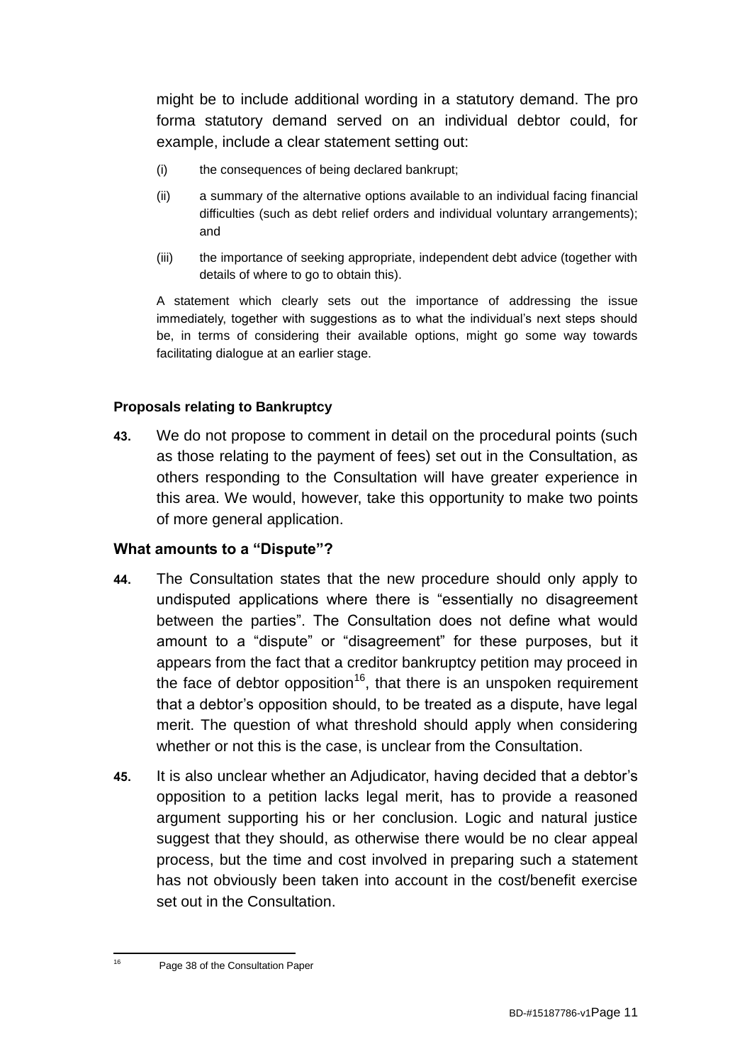might be to include additional wording in a statutory demand. The pro forma statutory demand served on an individual debtor could, for example, include a clear statement setting out:

(i) the consequences of being declared bankrupt;

(ii) a summary of the alternative options available to an individual facing financial difficulties (such as debt relief orders and individual voluntary arrangements); and

(iii) the importance of seeking appropriate, independent debt advice (together with details of where to go to obtain this).

A statement which clearly sets out the importance of addressing the issue immediately, together with suggestions as to what the individual's next steps should be, in terms of considering their available options, might go some way towards facilitating dialogue at an earlier stage.

#### Proposals relating to Bankruptcy

**43.** We do not propose to comment in detail on the procedural points (such as those relating to the payment of fees) set out in the Consultation, as others responding to the Consultation will have greater experience in this area. We would, however, take this opportunity to make two points of more general application.

### What amounts to a "Dispute"?

**44.** The Consultation states that the new procedure should only apply to undisputed applications where there is "essentially no disagreement between the parties". The Consultation does not define what would amount to a "dispute" or "disagreement" for these purposes, but it appears from the fact that a creditor bankruptcy petition may proceed in the face of debtor opposition[16], that there is an unspoken requirement that a debtor's opposition should, to be treated as a dispute, have legal merit. The question of what threshold should apply when considering whether or not this is the case, is unclear from the Consultation.

**45.** It is also unclear whether an Adjudicator, having decided that a debtor's opposition to a petition lacks legal merit, has to provide a reasoned argument supporting his or her conclusion. Logic and natural justice suggest that they should, as otherwise there would be no clear appeal process, but the time and cost involved in preparing such a statement has not obviously been taken into account in the cost/benefit exercise set out in the Consultation.

[16] Page 38 of the Consultation Paper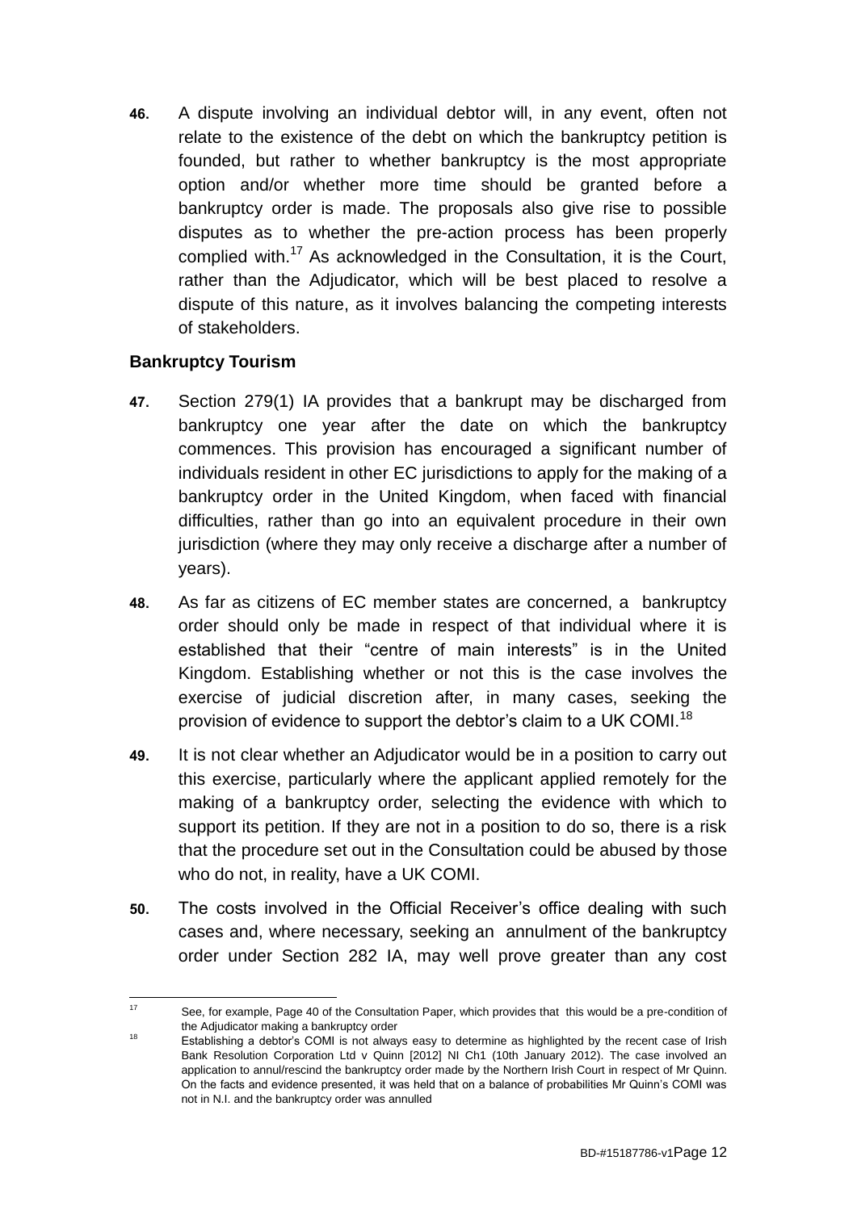**46.** A dispute involving an individual debtor will, in any event, often not relate to the existence of the debt on which the bankruptcy petition is founded, but rather to whether bankruptcy is the most appropriate option and/or whether more time should be granted before a bankruptcy order is made. The proposals also give rise to possible disputes as to whether the pre-action process has been properly complied with.[17] As acknowledged in the Consultation, it is the Court, rather than the Adjudicator, which will be best placed to resolve a dispute of this nature, as it involves balancing the competing interests of stakeholders.

### Bankruptcy Tourism

**47.** Section 279(1) IA provides that a bankrupt may be discharged from bankruptcy one year after the date on which the bankruptcy commences. This provision has encouraged a significant number of individuals resident in other EC jurisdictions to apply for the making of a bankruptcy order in the United Kingdom, when faced with financial difficulties, rather than go into an equivalent procedure in their own jurisdiction (where they may only receive a discharge after a number of years).

**48.** As far as citizens of EC member states are concerned, a bankruptcy order should only be made in respect of that individual where it is established that their "centre of main interests" is in the United Kingdom. Establishing whether or not this is the case involves the exercise of judicial discretion after, in many cases, seeking the provision of evidence to support the debtor's claim to a UK COMI.[18]

**49.** It is not clear whether an Adjudicator would be in a position to carry out this exercise, particularly where the applicant applied remotely for the making of a bankruptcy order, selecting the evidence with which to support its petition. If they are not in a position to do so, there is a risk that the procedure set out in the Consultation could be abused by those who do not, in reality, have a UK COMI.

**50.** The costs involved in the Official Receiver's office dealing with such cases and, where necessary, seeking an annulment of the bankruptcy order under Section 282 IA, may well prove greater than any cost

---

[17] See, for example, Page 40 of the Consultation Paper, which provides that this would be a pre-condition of the Adjudicator making a bankruptcy order

[18] Establishing a debtor's COMI is not always easy to determine as highlighted by the recent case of Irish Bank Resolution Corporation Ltd v Quinn [2012] NI Ch1 (10th January 2012). The case involved an application to annul/rescind the bankruptcy order made by the Northern Irish Court in respect of Mr Quinn. On the facts and evidence presented, it was held that on a balance of probabilities Mr Quinn's COMI was not in N.I. and the bankruptcy order was annulled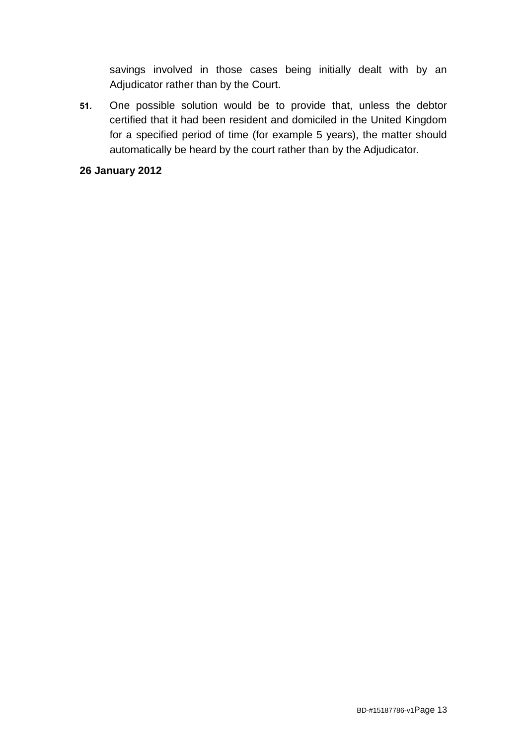savings involved in those cases being initially dealt with by an Adjudicator rather than by the Court.

51. One possible solution would be to provide that, unless the debtor certified that it had been resident and domiciled in the United Kingdom for a specified period of time (for example 5 years), the matter should automatically be heard by the court rather than by the Adjudicator.

**26 January 2012**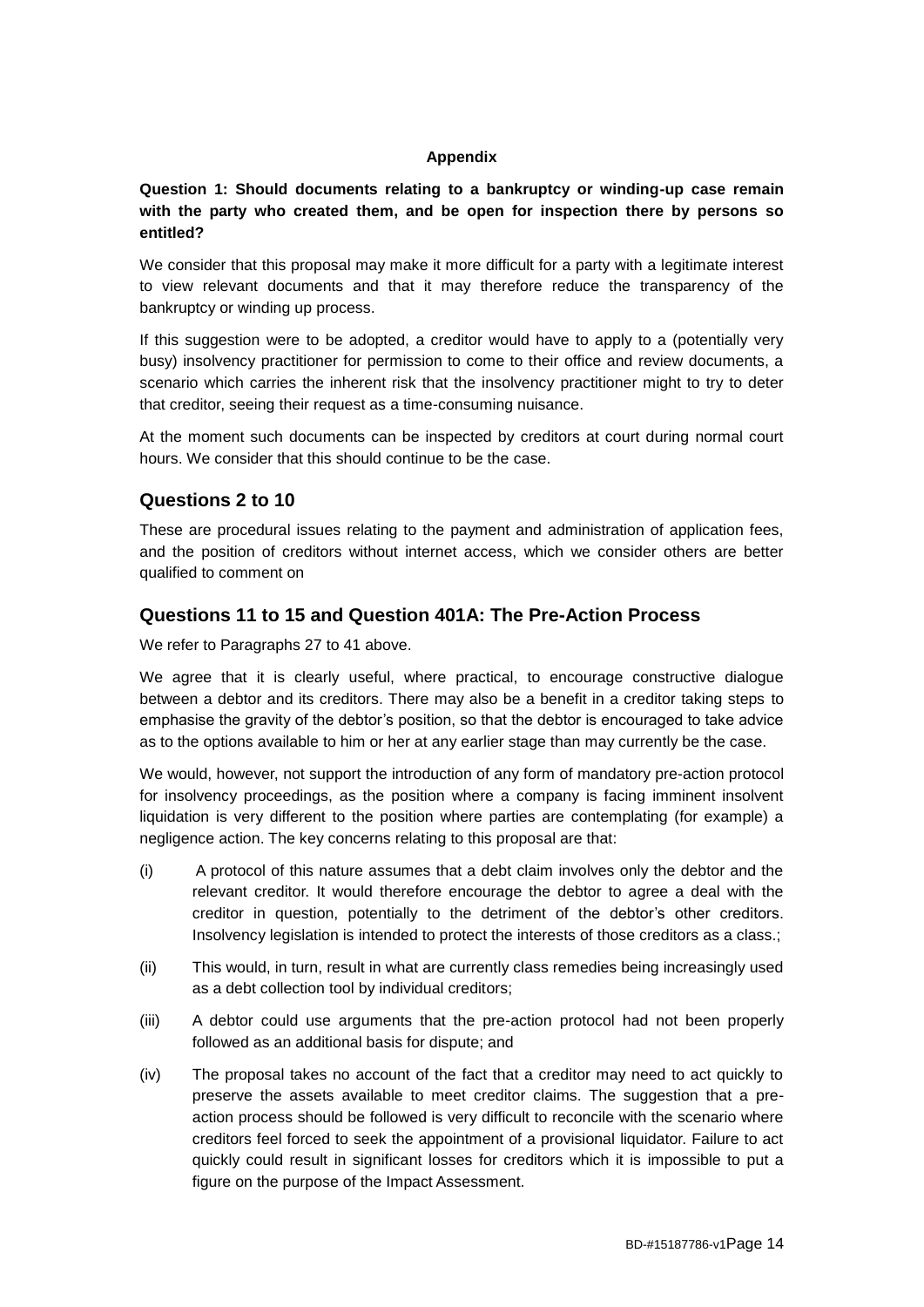**Appendix**

**Question 1: Should documents relating to a bankruptcy or winding-up case remain with the party who created them, and be open for inspection there by persons so entitled?**

We consider that this proposal may make it more difficult for a party with a legitimate interest to view relevant documents and that it may therefore reduce the transparency of the bankruptcy or winding up process.

If this suggestion were to be adopted, a creditor would have to apply to a (potentially very busy) insolvency practitioner for permission to come to their office and review documents, a scenario which carries the inherent risk that the insolvency practitioner might to try to deter that creditor, seeing their request as a time-consuming nuisance.

At the moment such documents can be inspected by creditors at court during normal court hours. We consider that this should continue to be the case.

## Questions 2 to 10

These are procedural issues relating to the payment and administration of application fees, and the position of creditors without internet access, which we consider others are better qualified to comment on

## Questions 11 to 15 and Question 401A: The Pre-Action Process

We refer to Paragraphs 27 to 41 above.

We agree that it is clearly useful, where practical, to encourage constructive dialogue between a debtor and its creditors. There may also be a benefit in a creditor taking steps to emphasise the gravity of the debtor's position, so that the debtor is encouraged to take advice as to the options available to him or her at any earlier stage than may currently be the case.

We would, however, not support the introduction of any form of mandatory pre-action protocol for insolvency proceedings, as the position where a company is facing imminent insolvent liquidation is very different to the position where parties are contemplating (for example) a negligence action. The key concerns relating to this proposal are that:

(i) A protocol of this nature assumes that a debt claim involves only the debtor and the relevant creditor. It would therefore encourage the debtor to agree a deal with the creditor in question, potentially to the detriment of the debtor's other creditors. Insolvency legislation is intended to protect the interests of those creditors as a class.;

(ii) This would, in turn, result in what are currently class remedies being increasingly used as a debt collection tool by individual creditors;

(iii) A debtor could use arguments that the pre-action protocol had not been properly followed as an additional basis for dispute; and

(iv) The proposal takes no account of the fact that a creditor may need to act quickly to preserve the assets available to meet creditor claims. The suggestion that a pre-action process should be followed is very difficult to reconcile with the scenario where creditors feel forced to seek the appointment of a provisional liquidator. Failure to act quickly could result in significant losses for creditors which it is impossible to put a figure on the purpose of the Impact Assessment.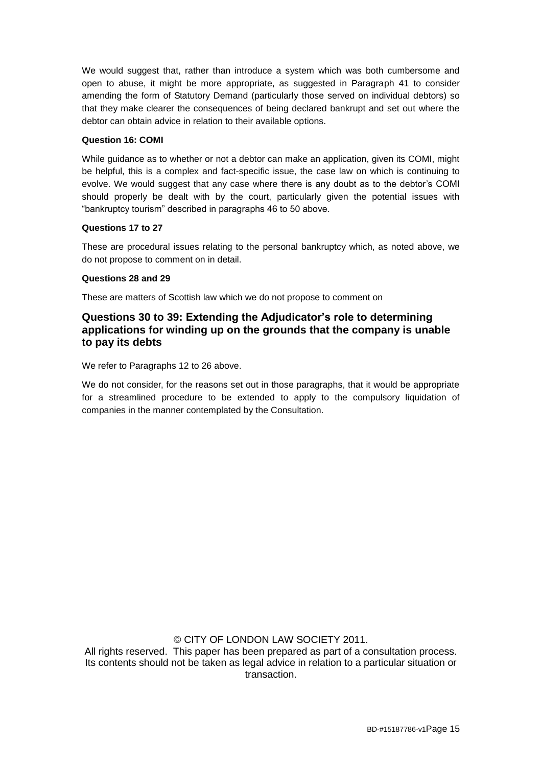We would suggest that, rather than introduce a system which was both cumbersome and open to abuse, it might be more appropriate, as suggested in Paragraph 41 to consider amending the form of Statutory Demand (particularly those served on individual debtors) so that they make clearer the consequences of being declared bankrupt and set out where the debtor can obtain advice in relation to their available options.

**Question 16: COMI**

While guidance as to whether or not a debtor can make an application, given its COMI, might be helpful, this is a complex and fact-specific issue, the case law on which is continuing to evolve. We would suggest that any case where there is any doubt as to the debtor's COMI should properly be dealt with by the court, particularly given the potential issues with "bankruptcy tourism" described in paragraphs 46 to 50 above.

**Questions 17 to 27**

These are procedural issues relating to the personal bankruptcy which, as noted above, we do not propose to comment on in detail.

**Questions 28 and 29**

These are matters of Scottish law which we do not propose to comment on

## Questions 30 to 39: Extending the Adjudicator's role to determining applications for winding up on the grounds that the company is unable to pay its debts

We refer to Paragraphs 12 to 26 above.

We do not consider, for the reasons set out in those paragraphs, that it would be appropriate for a streamlined procedure to be extended to apply to the compulsory liquidation of companies in the manner contemplated by the Consultation.

© CITY OF LONDON LAW SOCIETY 2011.
All rights reserved. This paper has been prepared as part of a consultation process. Its contents should not be taken as legal advice in relation to a particular situation or transaction.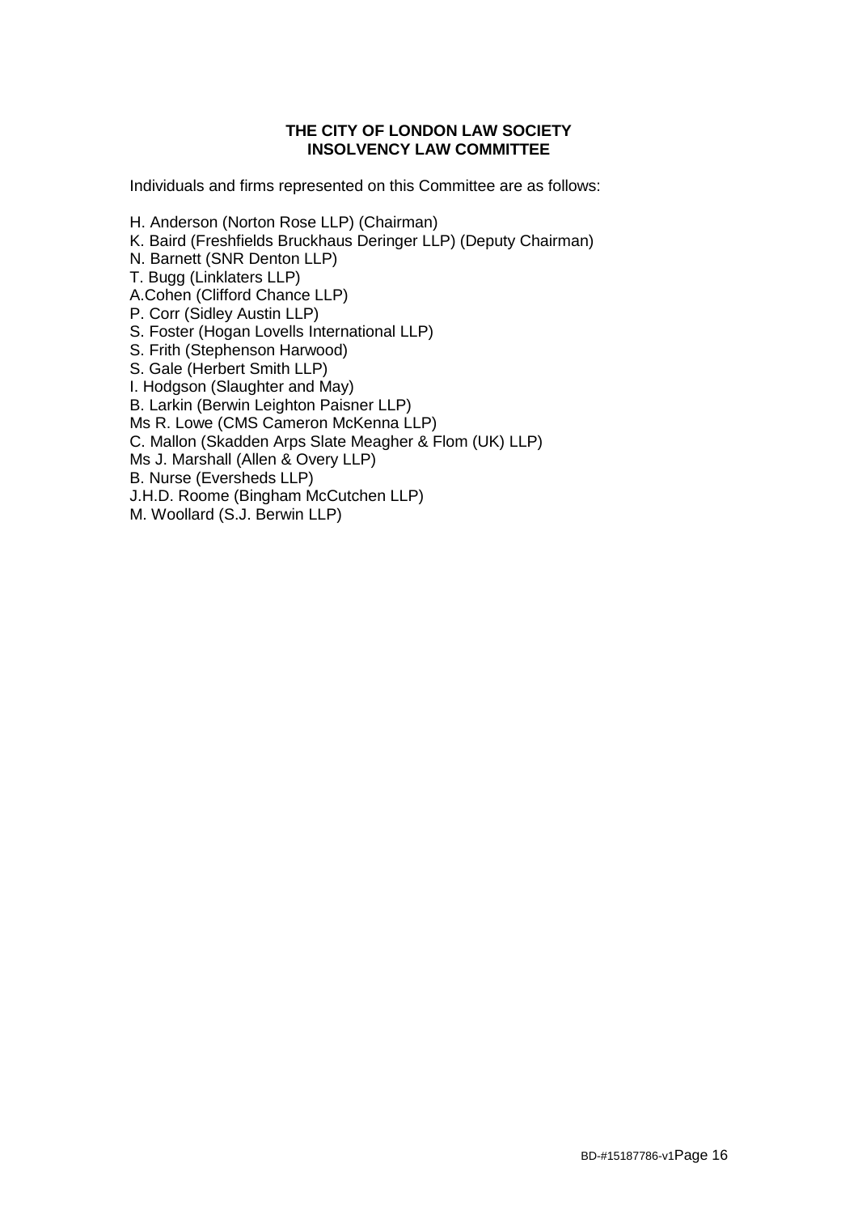**THE CITY OF LONDON LAW SOCIETY**
**INSOLVENCY LAW COMMITTEE**

Individuals and firms represented on this Committee are as follows:

H. Anderson (Norton Rose LLP) (Chairman)
K. Baird (Freshfields Bruckhaus Deringer LLP) (Deputy Chairman)
N. Barnett (SNR Denton LLP)
T. Bugg (Linklaters LLP)
A.Cohen (Clifford Chance LLP)
P. Corr (Sidley Austin LLP)
S. Foster (Hogan Lovells International LLP)
S. Frith (Stephenson Harwood)
S. Gale (Herbert Smith LLP)
I. Hodgson (Slaughter and May)
B. Larkin (Berwin Leighton Paisner LLP)
Ms R. Lowe (CMS Cameron McKenna LLP)
C. Mallon (Skadden Arps Slate Meagher & Flom (UK) LLP)
Ms J. Marshall (Allen & Overy LLP)
B. Nurse (Eversheds LLP)
J.H.D. Roome (Bingham McCutchen LLP)
M. Woollard (S.J. Berwin LLP)

BD-#15187786-v1